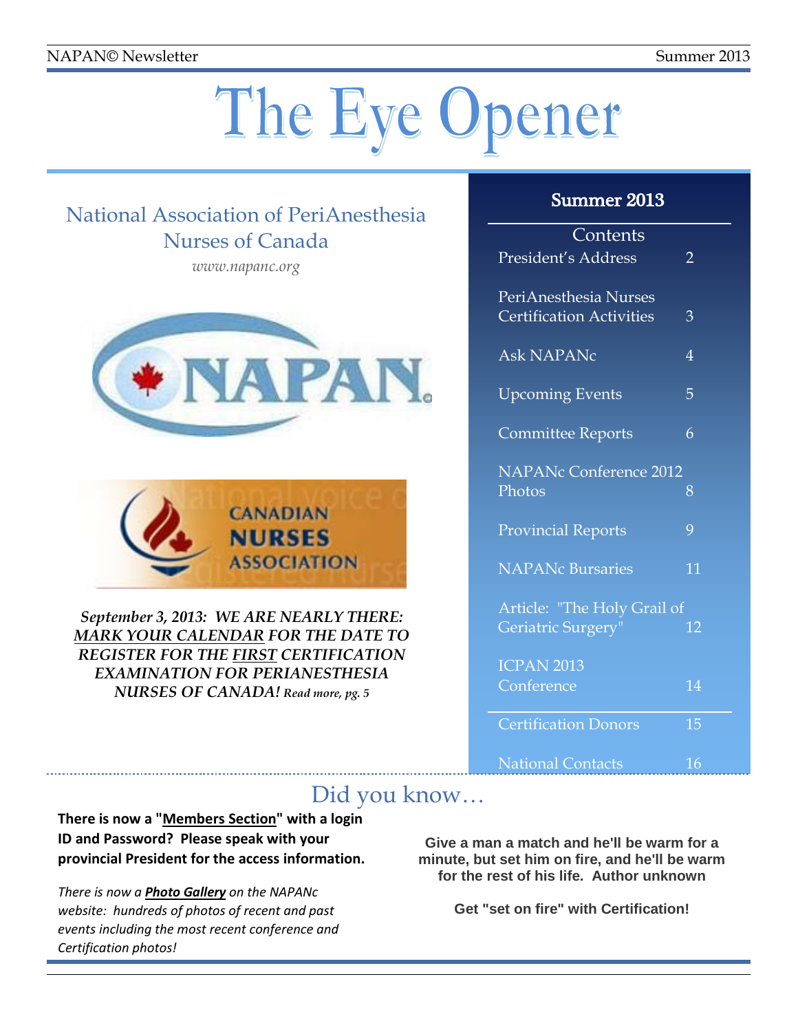# The Eye Opener

## National Association of PeriAnesthesia Nurses of Canada

*www.napanc.org*

***September 3, 2013: WE ARE NEARLY THERE: MARK YOUR CALENDAR FOR THE DATE TO REGISTER FOR THE FIRST CERTIFICATION EXAMINATION FOR PERIANESTHESIA NURSES OF CANADA!*** *Read more, pg. 5*

### Summer 2013

**Contents**

| | |
|---|---|
| President's Address | 2 |
| PeriAnesthesia Nurses Certification Activities | 3 |
| Ask NAPANc | 4 |
| Upcoming Events | 5 |
| Committee Reports | 6 |
| NAPANc Conference 2012 Photos | 8 |
| Provincial Reports | 9 |
| NAPANc Bursaries | 11 |
| Article: "The Holy Grail of Geriatric Surgery" | 12 |
| ICPAN 2013 Conference | 14 |
| Certification Donors | 15 |
| National Contacts | 16 |

## Did you know…

**There is now a "Members Section" with a login ID and Password? Please speak with your provincial President for the access information.**

*There is now a* ***Photo Gallery*** *on the NAPANc website: hundreds of photos of recent and past events including the most recent conference and Certification photos!*

**Give a man a match and he'll be warm for a minute, but set him on fire, and he'll be warm for the rest of his life. Author unknown**

**Get "set on fire" with Certification!**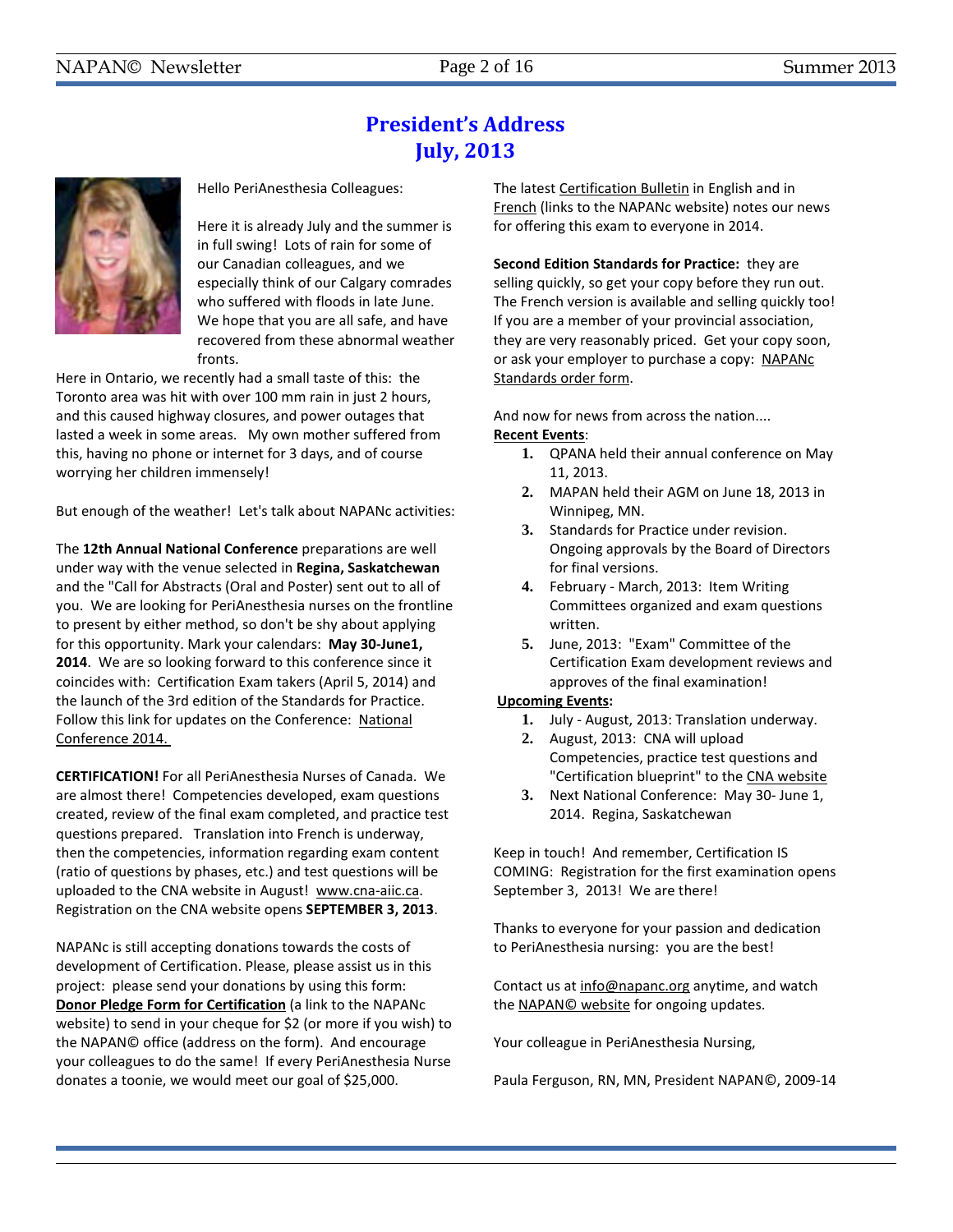# President's Address
## July, 2013

Hello PeriAnesthesia Colleagues:

Here it is already July and the summer is in full swing! Lots of rain for some of our Canadian colleagues, and we especially think of our Calgary comrades who suffered with floods in late June. We hope that you are all safe, and have recovered from these abnormal weather fronts.

Here in Ontario, we recently had a small taste of this: the Toronto area was hit with over 100 mm rain in just 2 hours, and this caused highway closures, and power outages that lasted a week in some areas. My own mother suffered from this, having no phone or internet for 3 days, and of course worrying her children immensely!

But enough of the weather! Let's talk about NAPANc activities:

The **12th Annual National Conference** preparations are well under way with the venue selected in **Regina, Saskatchewan** and the "Call for Abstracts (Oral and Poster) sent out to all of you. We are looking for PeriAnesthesia nurses on the frontline to present by either method, so don't be shy about applying for this opportunity. Mark your calendars: **May 30-June1, 2014**. We are so looking forward to this conference since it coincides with: Certification Exam takers (April 5, 2014) and the launch of the 3rd edition of the Standards for Practice. Follow this link for updates on the Conference: National Conference 2014.

**CERTIFICATION!** For all PeriAnesthesia Nurses of Canada. We are almost there! Competencies developed, exam questions created, review of the final exam completed, and practice test questions prepared. Translation into French is underway, then the competencies, information regarding exam content (ratio of questions by phases, etc.) and test questions will be uploaded to the CNA website in August! www.cna-aiic.ca. Registration on the CNA website opens **SEPTEMBER 3, 2013**.

NAPANc is still accepting donations towards the costs of development of Certification. Please, please assist us in this project: please send your donations by using this form: **Donor Pledge Form for Certification** (a link to the NAPANc website) to send in your cheque for $2 (or more if you wish) to the NAPAN© office (address on the form). And encourage your colleagues to do the same! If every PeriAnesthesia Nurse donates a toonie, we would meet our goal of $25,000.

The latest Certification Bulletin in English and in French (links to the NAPANc website) notes our news for offering this exam to everyone in 2014.

**Second Edition Standards for Practice:** they are selling quickly, so get your copy before they run out. The French version is available and selling quickly too! If you are a member of your provincial association, they are very reasonably priced. Get your copy soon, or ask your employer to purchase a copy: NAPANc Standards order form.

And now for news from across the nation....

**Recent Events**:

1. QPANA held their annual conference on May 11, 2013.
2. MAPAN held their AGM on June 18, 2013 in Winnipeg, MN.
3. Standards for Practice under revision. Ongoing approvals by the Board of Directors for final versions.
4. February - March, 2013: Item Writing Committees organized and exam questions written.
5. June, 2013: "Exam" Committee of the Certification Exam development reviews and approves of the final examination!

**Upcoming Events:**

1. July - August, 2013: Translation underway.
2. August, 2013: CNA will upload Competencies, practice test questions and "Certification blueprint" to the CNA website
3. Next National Conference: May 30- June 1, 2014. Regina, Saskatchewan

Keep in touch! And remember, Certification IS COMING: Registration for the first examination opens September 3, 2013! We are there!

Thanks to everyone for your passion and dedication to PeriAnesthesia nursing: you are the best!

Contact us at info@napanc.org anytime, and watch the NAPAN© website for ongoing updates.

Your colleague in PeriAnesthesia Nursing,

Paula Ferguson, RN, MN, President NAPAN©, 2009-14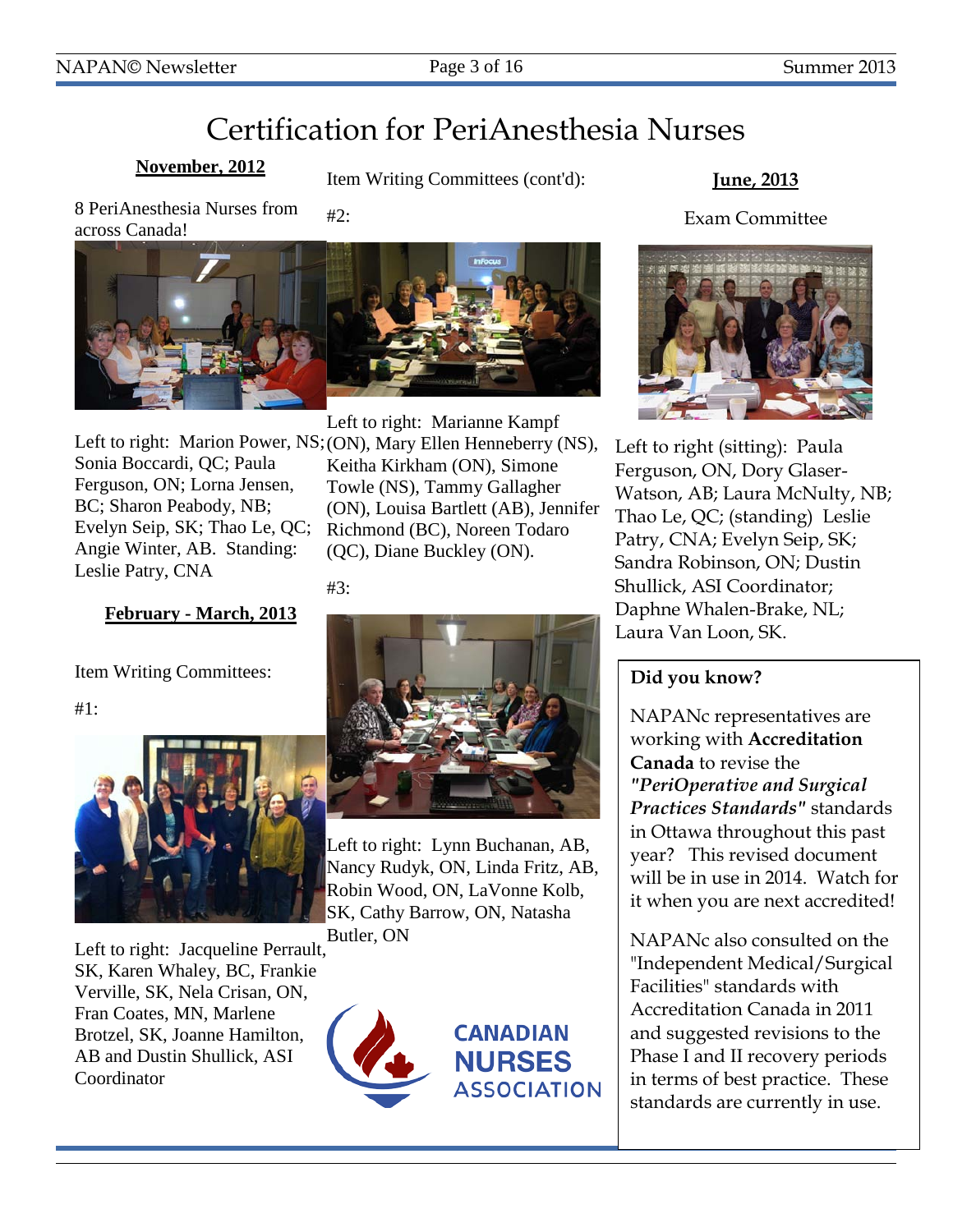# Certification for PeriAnesthesia Nurses

**November, 2012**

8 PeriAnesthesia Nurses from across Canada!

Left to right: Marion Power, NS; Sonia Boccardi, QC; Paula Ferguson, ON; Lorna Jensen, BC; Sharon Peabody, NB; Evelyn Seip, SK; Thao Le, QC; Angie Winter, AB. Standing: Leslie Patry, CNA

**February - March, 2013**

Item Writing Committees:

#1:

Left to right: Jacqueline Perrault, SK, Karen Whaley, BC, Frankie Verville, SK, Nela Crisan, ON, Fran Coates, MN, Marlene Brotzel, SK, Joanne Hamilton, AB and Dustin Shullick, ASI Coordinator

Item Writing Committees (cont'd):

#2:

Left to right: Marianne Kampf (ON), Mary Ellen Henneberry (NS), Keitha Kirkham (ON), Simone Towle (NS), Tammy Gallagher (ON), Louisa Bartlett (AB), Jennifer Richmond (BC), Noreen Todaro (QC), Diane Buckley (ON).

#3:

Left to right: Lynn Buchanan, AB, Nancy Rudyk, ON, Linda Fritz, AB, Robin Wood, ON, LaVonne Kolb, SK, Cathy Barrow, ON, Natasha Butler, ON

CANADIAN NURSES ASSOCIATION

**June, 2013**

Exam Committee

Left to right (sitting): Paula Ferguson, ON, Dory Glaser-Watson, AB; Laura McNulty, NB; Thao Le, QC; (standing) Leslie Patry, CNA; Evelyn Seip, SK; Sandra Robinson, ON; Dustin Shullick, ASI Coordinator; Daphne Whalen-Brake, NL; Laura Van Loon, SK.

**Did you know?**

NAPANc representatives are working with **Accreditation Canada** to revise the ***"PeriOperative and Surgical Practices Standards"*** standards in Ottawa throughout this past year? This revised document will be in use in 2014. Watch for it when you are next accredited!

NAPANc also consulted on the "Independent Medical/Surgical Facilities" standards with Accreditation Canada in 2011 and suggested revisions to the Phase I and II recovery periods in terms of best practice. These standards are currently in use.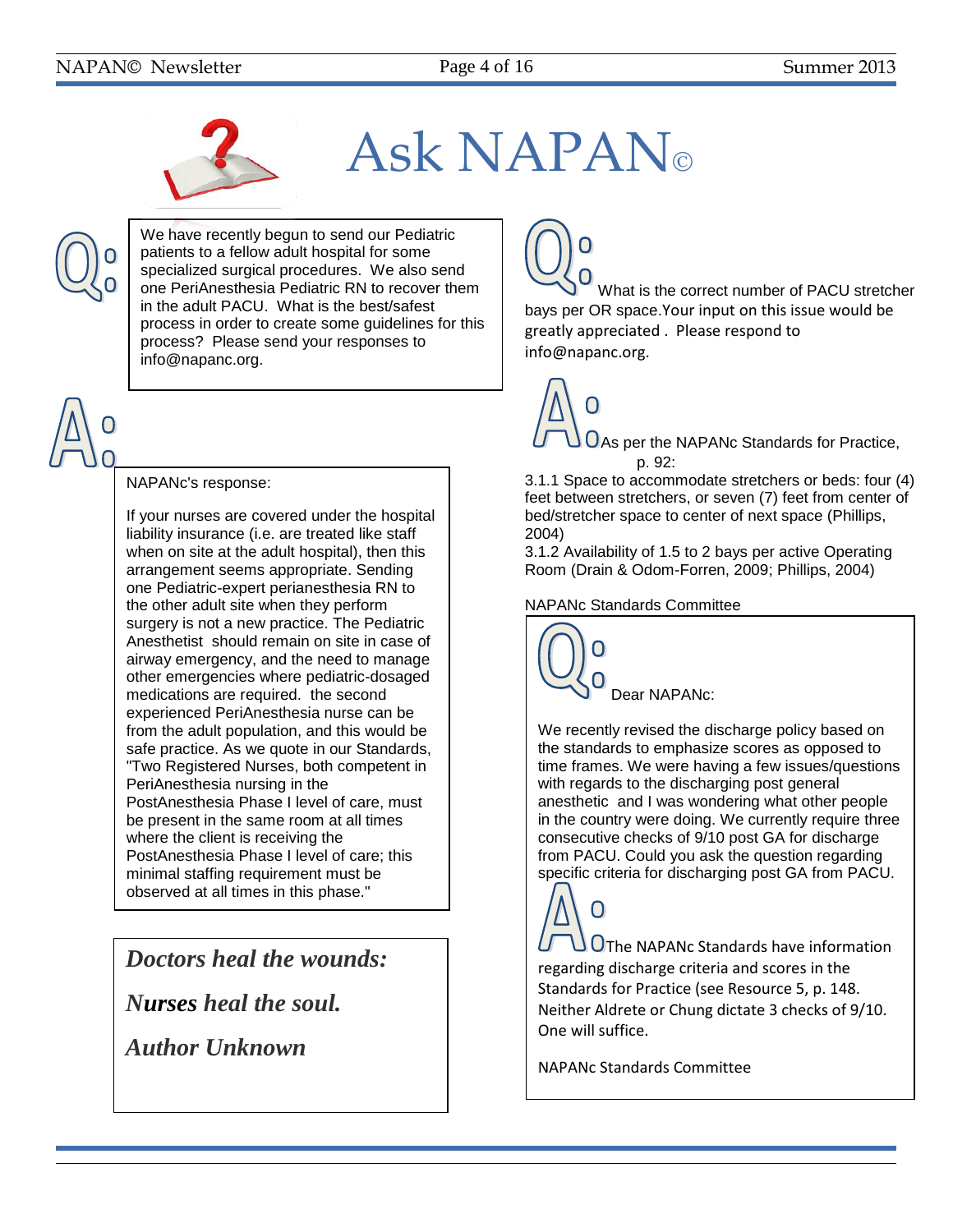# Ask NAPAN©

**Q:** We have recently begun to send our Pediatric patients to a fellow adult hospital for some specialized surgical procedures. We also send one PeriAnesthesia Pediatric RN to recover them in the adult PACU. What is the best/safest process in order to create some guidelines for this process? Please send your responses to info@napanc.org.

**A:**

NAPANc's response:

If your nurses are covered under the hospital liability insurance (i.e. are treated like staff when on site at the adult hospital), then this arrangement seems appropriate. Sending one Pediatric-expert perianesthesia RN to the other adult site when they perform surgery is not a new practice. The Pediatric Anesthetist should remain on site in case of airway emergency, and the need to manage other emergencies where pediatric-dosaged medications are required. the second experienced PeriAnesthesia nurse can be from the adult population, and this would be safe practice. As we quote in our Standards, "Two Registered Nurses, both competent in PeriAnesthesia nursing in the PostAnesthesia Phase I level of care, must be present in the same room at all times where the client is receiving the PostAnesthesia Phase I level of care; this minimal staffing requirement must be observed at all times in this phase."

***Doctors heal the wounds:***

***Nurses heal the soul.***

***Author Unknown***

**Q:** What is the correct number of PACU stretcher bays per OR space.Your input on this issue would be greatly appreciated . Please respond to info@napanc.org.

**A:** As per the NAPANc Standards for Practice, p. 92:

3.1.1 Space to accommodate stretchers or beds: four (4) feet between stretchers, or seven (7) feet from center of bed/stretcher space to center of next space (Phillips, 2004)

3.1.2 Availability of 1.5 to 2 bays per active Operating Room (Drain & Odom-Forren, 2009; Phillips, 2004)

NAPANc Standards Committee

**Q:** Dear NAPANc:

We recently revised the discharge policy based on the standards to emphasize scores as opposed to time frames. We were having a few issues/questions with regards to the discharging post general anesthetic and I was wondering what other people in the country were doing. We currently require three consecutive checks of 9/10 post GA for discharge from PACU. Could you ask the question regarding specific criteria for discharging post GA from PACU.

**A:** The NAPANc Standards have information regarding discharge criteria and scores in the Standards for Practice (see Resource 5, p. 148. Neither Aldrete or Chung dictate 3 checks of 9/10. One will suffice.

NAPANc Standards Committee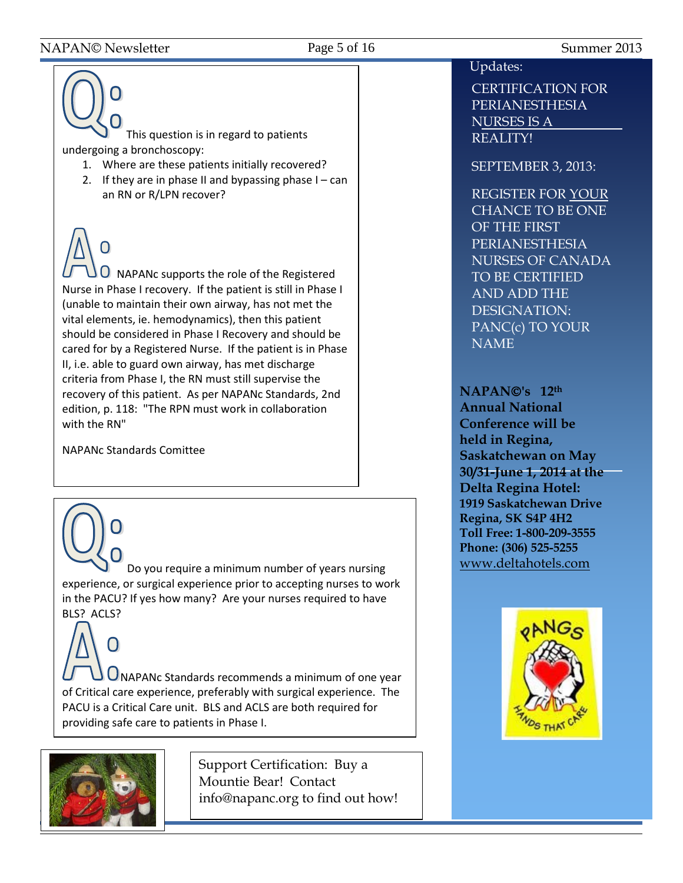**Q:** This question is in regard to patients undergoing a bronchoscopy:

1. Where are these patients initially recovered?
2. If they are in phase II and bypassing phase I – can an RN or R/LPN recover?

**A:** NAPANc supports the role of the Registered Nurse in Phase I recovery. If the patient is still in Phase I (unable to maintain their own airway, has not met the vital elements, ie. hemodynamics), then this patient should be considered in Phase I Recovery and should be cared for by a Registered Nurse. If the patient is in Phase II, i.e. able to guard own airway, has met discharge criteria from Phase I, the RN must still supervise the recovery of this patient. As per NAPANc Standards, 2nd edition, p. 118: "The RPN must work in collaboration with the RN"

NAPANc Standards Comittee

**Q:** Do you require a minimum number of years nursing experience, or surgical experience prior to accepting nurses to work in the PACU? If yes how many? Are your nurses required to have BLS? ACLS?

**A:** NAPANc Standards recommends a minimum of one year of Critical care experience, preferably with surgical experience. The PACU is a Critical Care unit. BLS and ACLS are both required for providing safe care to patients in Phase I.

Support Certification: Buy a Mountie Bear! Contact info@napanc.org to find out how!

Updates:

CERTIFICATION FOR PERIANESTHESIA NURSES IS A REALITY!

SEPTEMBER 3, 2013:

REGISTER FOR YOUR CHANCE TO BE ONE OF THE FIRST PERIANESTHESIA NURSES OF CANADA TO BE CERTIFIED AND ADD THE DESIGNATION: PANC(c) TO YOUR NAME

**NAPAN©'s 12th Annual National Conference will be held in Regina, Saskatchewan on May 30/31-June 1, 2014 at the Delta Regina Hotel:**
**1919 Saskatchewan Drive**
**Regina, SK S4P 4H2**
**Toll Free: 1-800-209-3555**
**Phone: (306) 525-5255**
www.deltahotels.com

PANGS
HANDS THAT CARE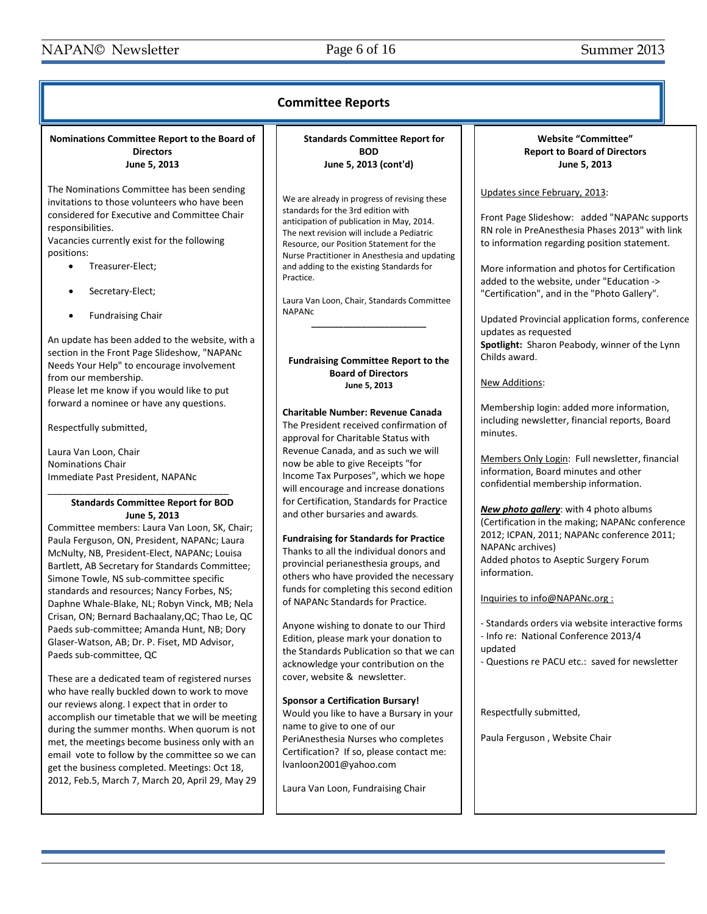# Committee Reports

### Nominations Committee Report to the Board of Directors
**June 5, 2013**

The Nominations Committee has been sending invitations to those volunteers who have been considered for Executive and Committee Chair responsibilities.
Vacancies currently exist for the following positions:

- Treasurer-Elect;
- Secretary-Elect;
- Fundraising Chair

An update has been added to the website, with a section in the Front Page Slideshow, "NAPANc Needs Your Help" to encourage involvement from our membership.
Please let me know if you would like to put forward a nominee or have any questions.

Respectfully submitted,

Laura Van Loon, Chair
Nominations Chair
Immediate Past President, NAPANc

---

### Standards Committee Report for BOD
**June 5, 2013**

Committee members: Laura Van Loon, SK, Chair; Paula Ferguson, ON, President, NAPANc; Laura McNulty, NB, President-Elect, NAPANc; Louisa Bartlett, AB Secretary for Standards Committee; Simone Towle, NS sub-committee specific standards and resources; Nancy Forbes, NS; Daphne Whale-Blake, NL; Robyn Vinck, MB; Nela Crisan, ON; Bernard Bachaalany,QC; Thao Le, QC Paeds sub-committee; Amanda Hunt, NB; Dory Glaser-Watson, AB; Dr. P. Fiset, MD Advisor, Paeds sub-committee, QC

These are a dedicated team of registered nurses who have really buckled down to work to move our reviews along. I expect that in order to accomplish our timetable that we will be meeting during the summer months. When quorum is not met, the meetings become business only with an email vote to follow by the committee so we can get the business completed. Meetings: Oct 18, 2012, Feb.5, March 7, March 20, April 29, May 29

### Standards Committee Report for BOD
**June 5, 2013 (cont'd)**

We are already in progress of revising these standards for the 3rd edition with anticipation of publication in May, 2014. The next revision will include a Pediatric Resource, our Position Statement for the Nurse Practitioner in Anesthesia and updating and adding to the existing Standards for Practice.

Laura Van Loon, Chair, Standards Committee NAPANc

---

### Fundraising Committee Report to the Board of Directors
**June 5, 2013**

**Charitable Number: Revenue Canada**
The President received confirmation of approval for Charitable Status with Revenue Canada, and as such we will now be able to give Receipts "for Income Tax Purposes", which we hope will encourage and increase donations for Certification, Standards for Practice and other bursaries and awards.

**Fundraising for Standards for Practice**
Thanks to all the individual donors and provincial perianesthesia groups, and others who have provided the necessary funds for completing this second edition of NAPANc Standards for Practice.

Anyone wishing to donate to our Third Edition, please mark your donation to the Standards Publication so that we can acknowledge your contribution on the cover, website & newsletter.

**Sponsor a Certification Bursary!**
Would you like to have a Bursary in your name to give to one of our PeriAnesthesia Nurses who completes Certification? If so, please contact me: lvanloon2001@yahoo.com

Laura Van Loon, Fundraising Chair

### Website "Committee" Report to Board of Directors
**June 5, 2013**

Updates since February, 2013:

Front Page Slideshow: added "NAPANc supports RN role in PreAnesthesia Phases 2013" with link to information regarding position statement.

More information and photos for Certification added to the website, under "Education -> "Certification", and in the "Photo Gallery".

Updated Provincial application forms, conference updates as requested
**Spotlight:** Sharon Peabody, winner of the Lynn Childs award.

New Additions:

Membership login: added more information, including newsletter, financial reports, Board minutes.

Members Only Login: Full newsletter, financial information, Board minutes and other confidential membership information.

***New photo gallery***: with 4 photo albums (Certification in the making; NAPANc conference 2012; ICPAN, 2011; NAPANc conference 2011; NAPANc archives)
Added photos to Aseptic Surgery Forum information.

Inquiries to info@NAPANc.org :

- Standards orders via website interactive forms
- Info re: National Conference 2013/4 updated
- Questions re PACU etc.: saved for newsletter

Respectfully submitted,

Paula Ferguson , Website Chair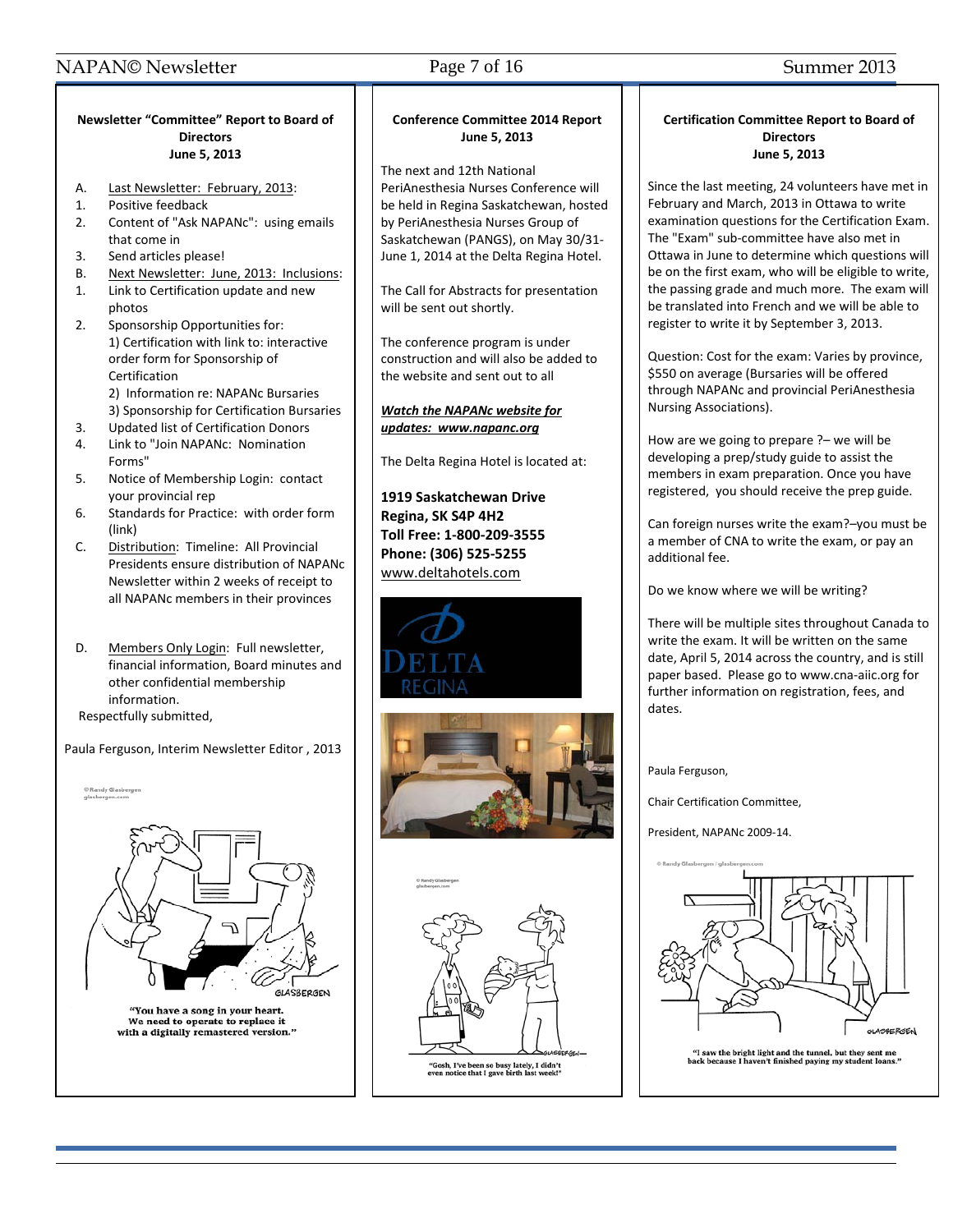**Newsletter "Committee" Report to Board of Directors**
**June 5, 2013**

A. Last Newsletter: February, 2013:
1. Positive feedback
2. Content of "Ask NAPANc": using emails that come in
3. Send articles please!

B. Next Newsletter: June, 2013: Inclusions:
1. Link to Certification update and new photos
2. Sponsorship Opportunities for:
   1) Certification with link to: interactive order form for Sponsorship of Certification
   2) Information re: NAPANc Bursaries
   3) Sponsorship for Certification Bursaries
3. Updated list of Certification Donors
4. Link to "Join NAPANc: Nomination Forms"
5. Notice of Membership Login: contact your provincial rep
6. Standards for Practice: with order form (link)

C. Distribution: Timeline: All Provincial Presidents ensure distribution of NAPANc Newsletter within 2 weeks of receipt to all NAPANc members in their provinces

D. Members Only Login: Full newsletter, financial information, Board minutes and other confidential membership information.

Respectfully submitted,

Paula Ferguson, Interim Newsletter Editor , 2013

"You have a song in your heart. We need to operate to replace it with a digitally remastered version."

**Conference Committee 2014 Report**
**June 5, 2013**

The next and 12th National PeriAnesthesia Nurses Conference will be held in Regina Saskatchewan, hosted by PeriAnesthesia Nurses Group of Saskatchewan (PANGS), on May 30/31-June 1, 2014 at the Delta Regina Hotel.

The Call for Abstracts for presentation will be sent out shortly.

The conference program is under construction and will also be added to the website and sent out to all

***Watch the NAPANc website for updates: www.napanc.org***

The Delta Regina Hotel is located at:

**1919 Saskatchewan Drive**
**Regina, SK S4P 4H2**
**Toll Free: 1-800-209-3555**
**Phone: (306) 525-5255**
www.deltahotels.com

"Gosh, I've been so busy lately, I didn't even notice that I gave birth last week!"

**Certification Committee Report to Board of Directors**
**June 5, 2013**

Since the last meeting, 24 volunteers have met in February and March, 2013 in Ottawa to write examination questions for the Certification Exam. The "Exam" sub-committee have also met in Ottawa in June to determine which questions will be on the first exam, who will be eligible to write, the passing grade and much more. The exam will be translated into French and we will be able to register to write it by September 3, 2013.

Question: Cost for the exam: Varies by province, $550 on average (Bursaries will be offered through NAPANc and provincial PeriAnesthesia Nursing Associations).

How are we going to prepare ?– we will be developing a prep/study guide to assist the members in exam preparation. Once you have registered, you should receive the prep guide.

Can foreign nurses write the exam?–you must be a member of CNA to write the exam, or pay an additional fee.

Do we know where we will be writing?

There will be multiple sites throughout Canada to write the exam. It will be written on the same date, April 5, 2014 across the country, and is still paper based. Please go to www.cna-aiic.org for further information on registration, fees, and dates.

Paula Ferguson,

Chair Certification Committee,

President, NAPANc 2009-14.

"I saw the bright light and the tunnel, but they sent me back because I haven't finished paying my student loans."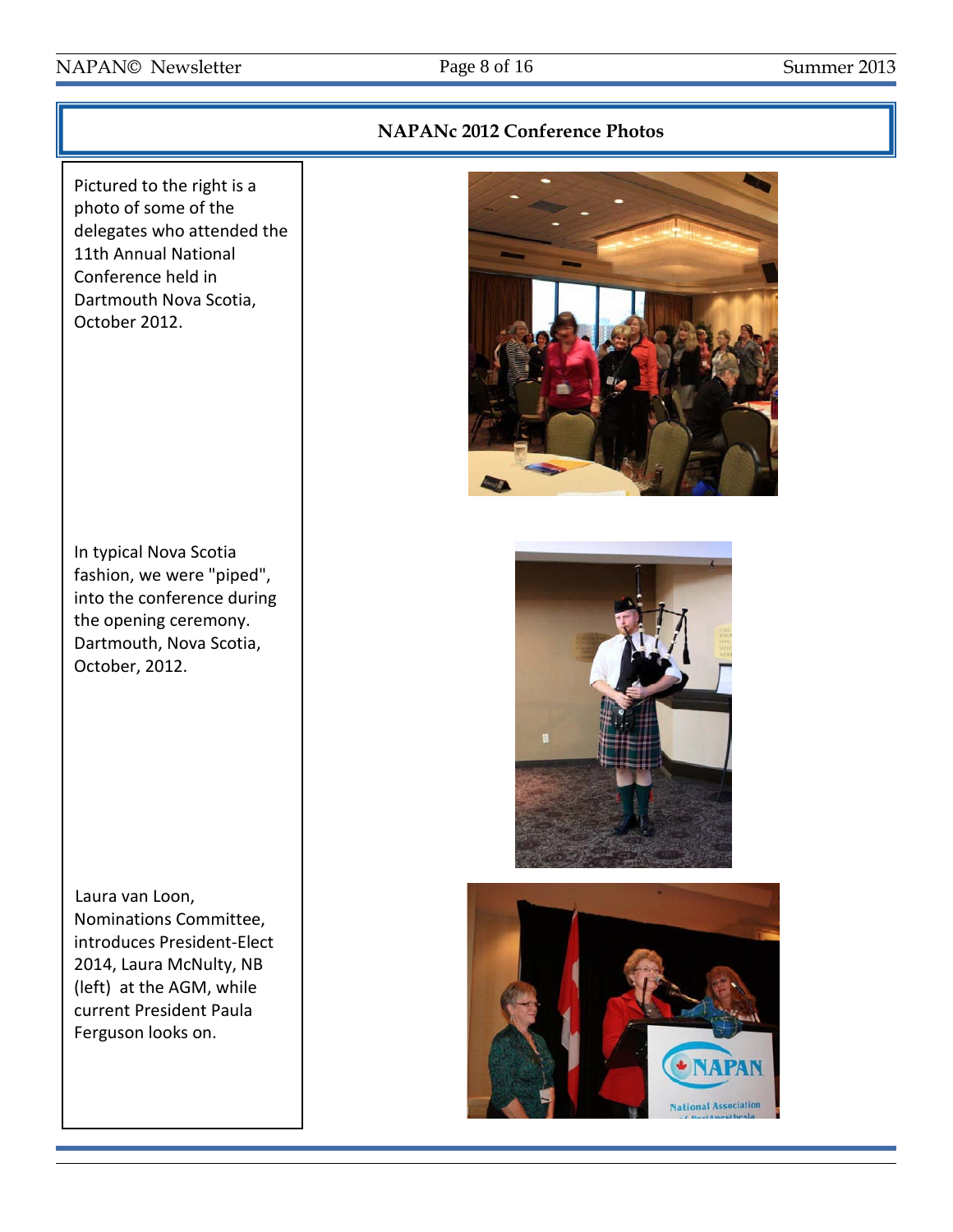## NAPANc 2012 Conference Photos

Pictured to the right is a photo of some of the delegates who attended the 11th Annual National Conference held in Dartmouth Nova Scotia, October 2012.

In typical Nova Scotia fashion, we were "piped", into the conference during the opening ceremony. Dartmouth, Nova Scotia, October, 2012.

Laura van Loon, Nominations Committee, introduces President-Elect 2014, Laura McNulty, NB (left) at the AGM, while current President Paula Ferguson looks on.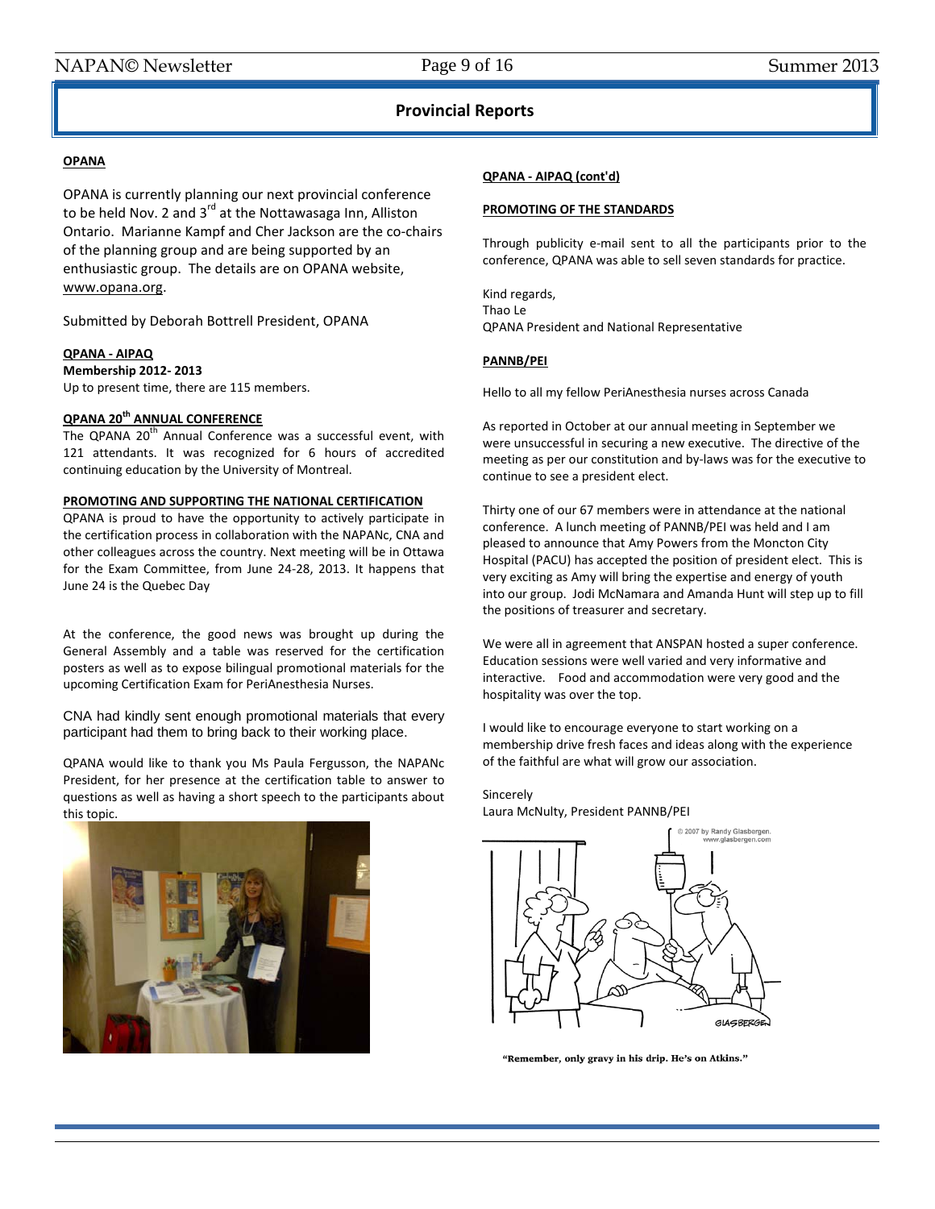# Provincial Reports

## OPANA

OPANA is currently planning our next provincial conference to be held Nov. 2 and 3rd at the Nottawasaga Inn, Alliston Ontario. Marianne Kampf and Cher Jackson are the co-chairs of the planning group and are being supported by an enthusiastic group. The details are on OPANA website, www.opana.org.

Submitted by Deborah Bottrell President, OPANA

## QPANA - AIPAQ

**Membership 2012- 2013**

Up to present time, there are 115 members.

### QPANA 20th ANNUAL CONFERENCE

The QPANA 20th Annual Conference was a successful event, with 121 attendants. It was recognized for 6 hours of accredited continuing education by the University of Montreal.

### PROMOTING AND SUPPORTING THE NATIONAL CERTIFICATION

QPANA is proud to have the opportunity to actively participate in the certification process in collaboration with the NAPANc, CNA and other colleagues across the country. Next meeting will be in Ottawa for the Exam Committee, from June 24-28, 2013. It happens that June 24 is the Quebec Day

At the conference, the good news was brought up during the General Assembly and a table was reserved for the certification posters as well as to expose bilingual promotional materials for the upcoming Certification Exam for PeriAnesthesia Nurses.

CNA had kindly sent enough promotional materials that every participant had them to bring back to their working place.

QPANA would like to thank you Ms Paula Fergusson, the NAPANc President, for her presence at the certification table to answer to questions as well as having a short speech to the participants about this topic.

## QPANA - AIPAQ (cont'd)

### PROMOTING OF THE STANDARDS

Through publicity e-mail sent to all the participants prior to the conference, QPANA was able to sell seven standards for practice.

Kind regards,
Thao Le
QPANA President and National Representative

## PANNB/PEI

Hello to all my fellow PeriAnesthesia nurses across Canada

As reported in October at our annual meeting in September we were unsuccessful in securing a new executive. The directive of the meeting as per our constitution and by-laws was for the executive to continue to see a president elect.

Thirty one of our 67 members were in attendance at the national conference. A lunch meeting of PANNB/PEI was held and I am pleased to announce that Amy Powers from the Moncton City Hospital (PACU) has accepted the position of president elect. This is very exciting as Amy will bring the expertise and energy of youth into our group. Jodi McNamara and Amanda Hunt will step up to fill the positions of treasurer and secretary.

We were all in agreement that ANSPAN hosted a super conference. Education sessions were well varied and very informative and interactive. Food and accommodation were very good and the hospitality was over the top.

I would like to encourage everyone to start working on a membership drive fresh faces and ideas along with the experience of the faithful are what will grow our association.

Sincerely
Laura McNulty, President PANNB/PEI

"Remember, only gravy in his drip. He's on Atkins."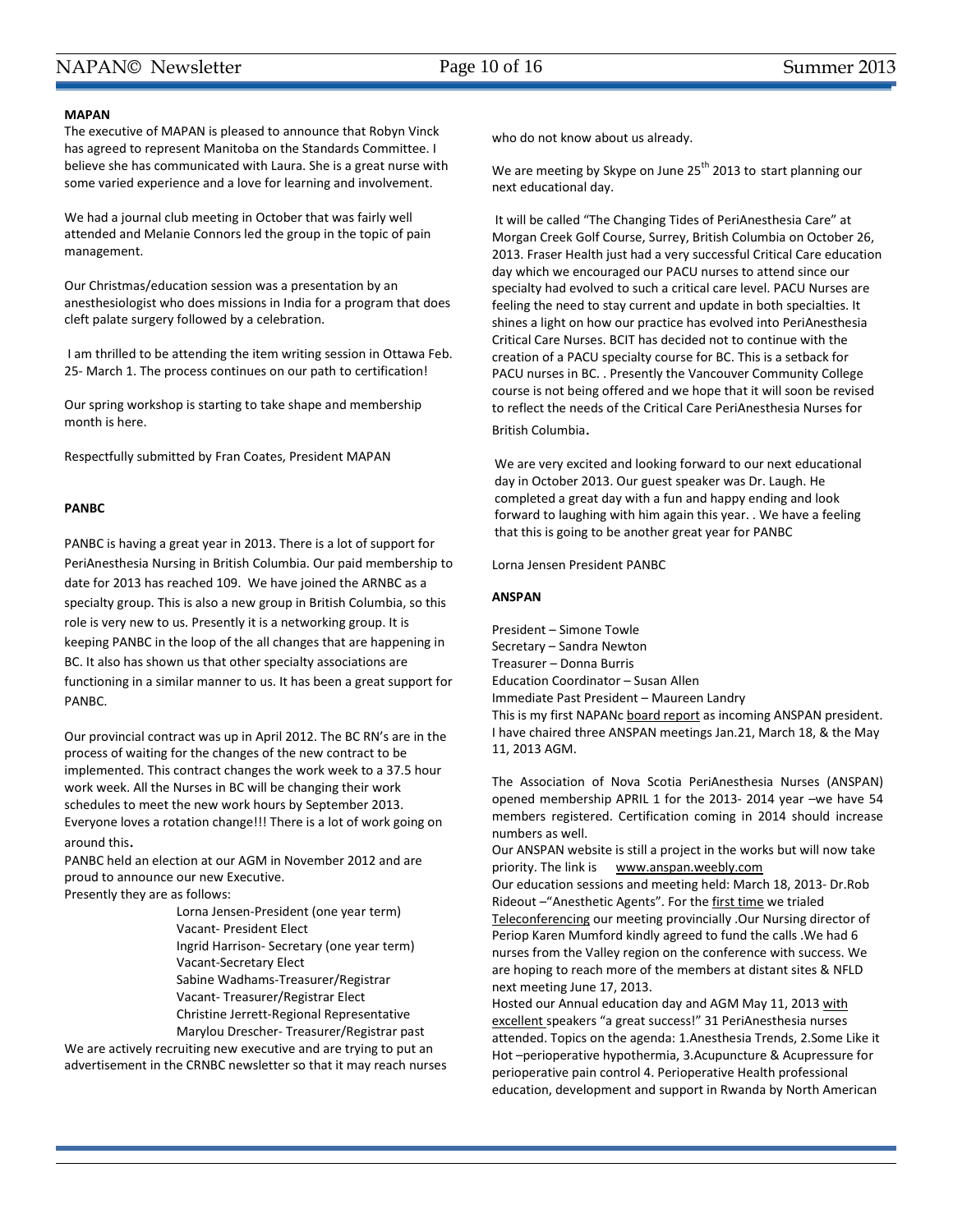**MAPAN**

The executive of MAPAN is pleased to announce that Robyn Vinck has agreed to represent Manitoba on the Standards Committee. I believe she has communicated with Laura. She is a great nurse with some varied experience and a love for learning and involvement.

We had a journal club meeting in October that was fairly well attended and Melanie Connors led the group in the topic of pain management.

Our Christmas/education session was a presentation by an anesthesiologist who does missions in India for a program that does cleft palate surgery followed by a celebration.

I am thrilled to be attending the item writing session in Ottawa Feb. 25- March 1. The process continues on our path to certification!

Our spring workshop is starting to take shape and membership month is here.

Respectfully submitted by Fran Coates, President MAPAN

**PANBC**

PANBC is having a great year in 2013. There is a lot of support for PeriAnesthesia Nursing in British Columbia. Our paid membership to date for 2013 has reached 109. We have joined the ARNBC as a specialty group. This is also a new group in British Columbia, so this role is very new to us. Presently it is a networking group. It is keeping PANBC in the loop of the all changes that are happening in BC. It also has shown us that other specialty associations are functioning in a similar manner to us. It has been a great support for PANBC.

Our provincial contract was up in April 2012. The BC RN's are in the process of waiting for the changes of the new contract to be implemented. This contract changes the work week to a 37.5 hour work week. All the Nurses in BC will be changing their work schedules to meet the new work hours by September 2013. Everyone loves a rotation change!!! There is a lot of work going on around this.

PANBC held an election at our AGM in November 2012 and are proud to announce our new Executive.

Presently they are as follows:

- Lorna Jensen-President (one year term)
- Vacant- President Elect
- Ingrid Harrison- Secretary (one year term)
- Vacant-Secretary Elect
- Sabine Wadhams-Treasurer/Registrar
- Vacant- Treasurer/Registrar Elect
- Christine Jerrett-Regional Representative
- Marylou Drescher- Treasurer/Registrar past

We are actively recruiting new executive and are trying to put an advertisement in the CRNBC newsletter so that it may reach nurses who do not know about us already.

We are meeting by Skype on June 25th 2013 to start planning our next educational day.

It will be called "The Changing Tides of PeriAnesthesia Care" at Morgan Creek Golf Course, Surrey, British Columbia on October 26, 2013. Fraser Health just had a very successful Critical Care education day which we encouraged our PACU nurses to attend since our specialty had evolved to such a critical care level. PACU Nurses are feeling the need to stay current and update in both specialties. It shines a light on how our practice has evolved into PeriAnesthesia Critical Care Nurses. BCIT has decided not to continue with the creation of a PACU specialty course for BC. This is a setback for PACU nurses in BC. . Presently the Vancouver Community College course is not being offered and we hope that it will soon be revised to reflect the needs of the Critical Care PeriAnesthesia Nurses for British Columbia.

We are very excited and looking forward to our next educational day in October 2013. Our guest speaker was Dr. Laugh. He completed a great day with a fun and happy ending and look forward to laughing with him again this year. . We have a feeling that this is going to be another great year for PANBC

Lorna Jensen President PANBC

**ANSPAN**

President – Simone Towle
Secretary – Sandra Newton
Treasurer – Donna Burris
Education Coordinator – Susan Allen
Immediate Past President – Maureen Landry

This is my first NAPANc board report as incoming ANSPAN president. I have chaired three ANSPAN meetings Jan.21, March 18, & the May 11, 2013 AGM.

The Association of Nova Scotia PeriAnesthesia Nurses (ANSPAN) opened membership APRIL 1 for the 2013- 2014 year –we have 54 members registered. Certification coming in 2014 should increase numbers as well.

Our ANSPAN website is still a project in the works but will now take priority. The link is www.anspan.weebly.com

Our education sessions and meeting held: March 18, 2013- Dr.Rob Rideout –"Anesthetic Agents". For the first time we trialed Teleconferencing our meeting provincially .Our Nursing director of Periop Karen Mumford kindly agreed to fund the calls .We had 6 nurses from the Valley region on the conference with success. We are hoping to reach more of the members at distant sites & NFLD next meeting June 17, 2013.

Hosted our Annual education day and AGM May 11, 2013 with excellent speakers "a great success!" 31 PeriAnesthesia nurses attended. Topics on the agenda: 1.Anesthesia Trends, 2.Some Like it Hot –perioperative hypothermia, 3.Acupuncture & Acupressure for perioperative pain control 4. Perioperative Health professional education, development and support in Rwanda by North American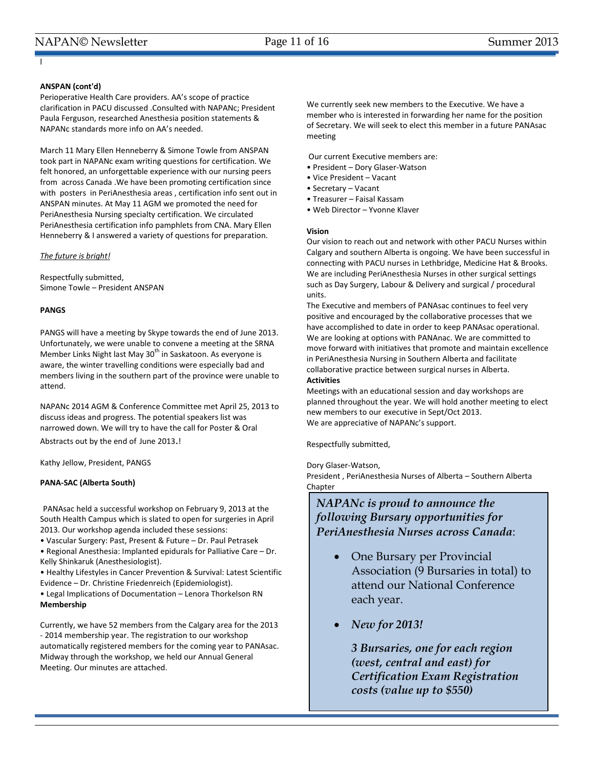I

**ANSPAN (cont'd)**

Perioperative Health Care providers. AA's scope of practice clarification in PACU discussed .Consulted with NAPANc; President Paula Ferguson, researched Anesthesia position statements & NAPANc standards more info on AA's needed.

March 11 Mary Ellen Henneberry & Simone Towle from ANSPAN took part in NAPANc exam writing questions for certification. We felt honored, an unforgettable experience with our nursing peers from across Canada .We have been promoting certification since with posters in PeriAnesthesia areas , certification info sent out in ANSPAN minutes. At May 11 AGM we promoted the need for PeriAnesthesia Nursing specialty certification. We circulated PeriAnesthesia certification info pamphlets from CNA. Mary Ellen Henneberry & I answered a variety of questions for preparation.

*The future is bright!*

Respectfully submitted,
Simone Towle – President ANSPAN

**PANGS**

PANGS will have a meeting by Skype towards the end of June 2013. Unfortunately, we were unable to convene a meeting at the SRNA Member Links Night last May 30th in Saskatoon. As everyone is aware, the winter travelling conditions were especially bad and members living in the southern part of the province were unable to attend.

NAPANc 2014 AGM & Conference Committee met April 25, 2013 to discuss ideas and progress. The potential speakers list was narrowed down. We will try to have the call for Poster & Oral Abstracts out by the end of June 2013.!

Kathy Jellow, President, PANGS

**PANA-SAC (Alberta South)**

PANAsac held a successful workshop on February 9, 2013 at the South Health Campus which is slated to open for surgeries in April 2013. Our workshop agenda included these sessions:

- Vascular Surgery: Past, Present & Future – Dr. Paul Petrasek
- Regional Anesthesia: Implanted epidurals for Palliative Care – Dr. Kelly Shinkaruk (Anesthesiologist).
- Healthy Lifestyles in Cancer Prevention & Survival: Latest Scientific Evidence – Dr. Christine Friedenreich (Epidemiologist).
- Legal Implications of Documentation – Lenora Thorkelson RN

**Membership**

Currently, we have 52 members from the Calgary area for the 2013 - 2014 membership year. The registration to our workshop automatically registered members for the coming year to PANAsac. Midway through the workshop, we held our Annual General Meeting. Our minutes are attached.

We currently seek new members to the Executive. We have a member who is interested in forwarding her name for the position of Secretary. We will seek to elect this member in a future PANAsac meeting

Our current Executive members are:

- President – Dory Glaser-Watson
- Vice President – Vacant
- Secretary – Vacant
- Treasurer – Faisal Kassam
- Web Director – Yvonne Klaver

**Vision**

Our vision to reach out and network with other PACU Nurses within Calgary and southern Alberta is ongoing. We have been successful in connecting with PACU nurses in Lethbridge, Medicine Hat & Brooks. We are including PeriAnesthesia Nurses in other surgical settings such as Day Surgery, Labour & Delivery and surgical / procedural units.

The Executive and members of PANAsac continues to feel very positive and encouraged by the collaborative processes that we have accomplished to date in order to keep PANAsac operational. We are looking at options with PANAnac. We are committed to move forward with initiatives that promote and maintain excellence in PeriAnesthesia Nursing in Southern Alberta and facilitate collaborative practice between surgical nurses in Alberta.

**Activities**

Meetings with an educational session and day workshops are planned throughout the year. We will hold another meeting to elect new members to our executive in Sept/Oct 2013.
We are appreciative of NAPANc's support.

Respectfully submitted,

Dory Glaser-Watson,
President , PeriAnesthesia Nurses of Alberta – Southern Alberta Chapter

*NAPANc is proud to announce the following Bursary opportunities for PeriAnesthesia Nurses across Canada*:

- One Bursary per Provincial Association (9 Bursaries in total) to attend our National Conference each year.
- *New for 2013!*

  ***3 Bursaries, one for each region (west, central and east) for Certification Exam Registration costs (value up to $550)***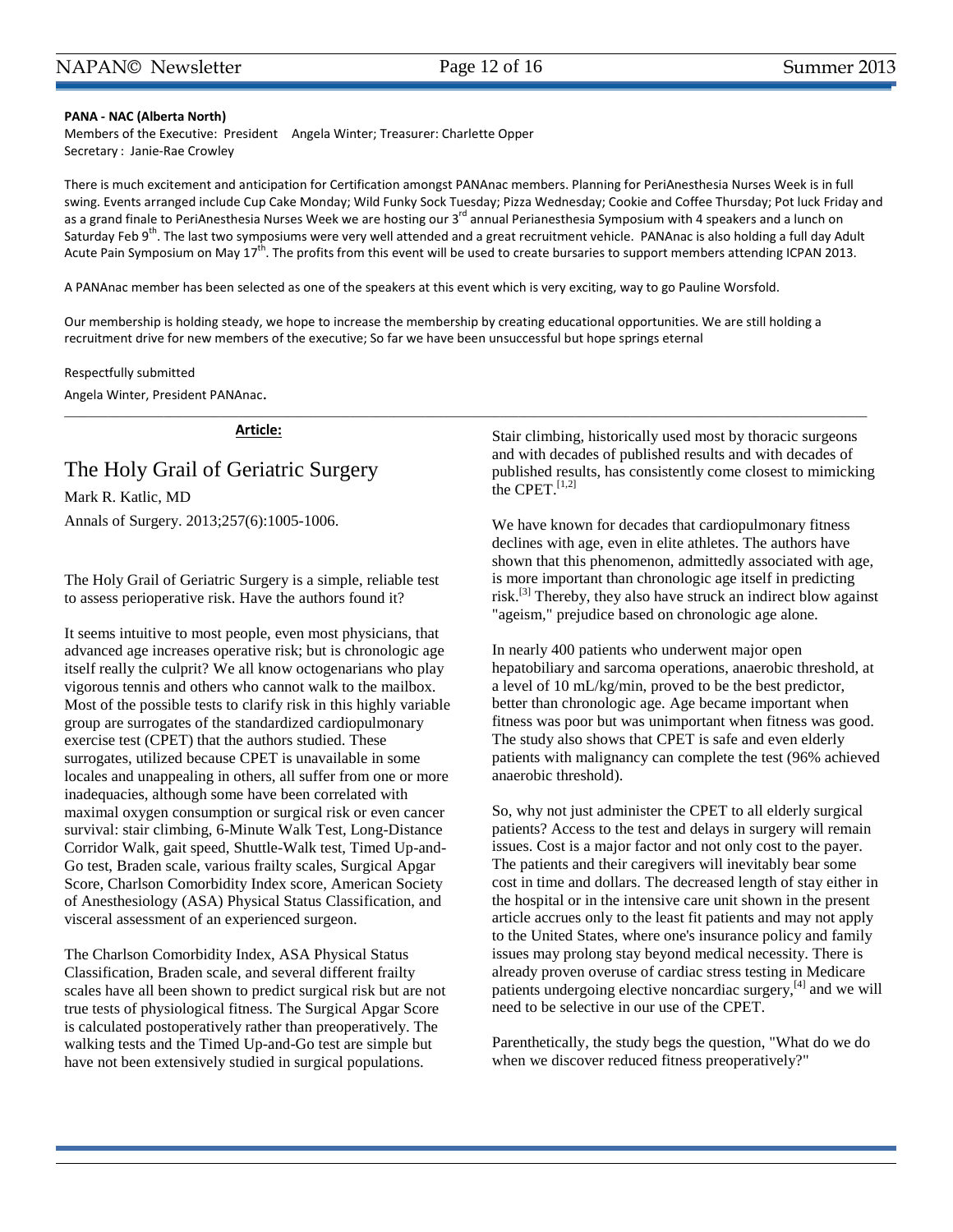**PANA - NAC (Alberta North)**

Members of the Executive: President Angela Winter; Treasurer: Charlette Opper
Secretary : Janie-Rae Crowley

There is much excitement and anticipation for Certification amongst PANAnac members. Planning for PeriAnesthesia Nurses Week is in full swing. Events arranged include Cup Cake Monday; Wild Funky Sock Tuesday; Pizza Wednesday; Cookie and Coffee Thursday; Pot luck Friday and as a grand finale to PeriAnesthesia Nurses Week we are hosting our 3rd annual Perianesthesia Symposium with 4 speakers and a lunch on Saturday Feb 9th. The last two symposiums were very well attended and a great recruitment vehicle. PANAnac is also holding a full day Adult Acute Pain Symposium on May 17th. The profits from this event will be used to create bursaries to support members attending ICPAN 2013.

A PANAnac member has been selected as one of the speakers at this event which is very exciting, way to go Pauline Worsfold.

Our membership is holding steady, we hope to increase the membership by creating educational opportunities. We are still holding a recruitment drive for new members of the executive; So far we have been unsuccessful but hope springs eternal

Respectfully submitted

Angela Winter, President PANAnac.

---

**Article:**

# The Holy Grail of Geriatric Surgery

Mark R. Katlic, MD

Annals of Surgery. 2013;257(6):1005-1006.

The Holy Grail of Geriatric Surgery is a simple, reliable test to assess perioperative risk. Have the authors found it?

It seems intuitive to most people, even most physicians, that advanced age increases operative risk; but is chronologic age itself really the culprit? We all know octogenarians who play vigorous tennis and others who cannot walk to the mailbox. Most of the possible tests to clarify risk in this highly variable group are surrogates of the standardized cardiopulmonary exercise test (CPET) that the authors studied. These surrogates, utilized because CPET is unavailable in some locales and unappealing in others, all suffer from one or more inadequacies, although some have been correlated with maximal oxygen consumption or surgical risk or even cancer survival: stair climbing, 6-Minute Walk Test, Long-Distance Corridor Walk, gait speed, Shuttle-Walk test, Timed Up-and-Go test, Braden scale, various frailty scales, Surgical Apgar Score, Charlson Comorbidity Index score, American Society of Anesthesiology (ASA) Physical Status Classification, and visceral assessment of an experienced surgeon.

The Charlson Comorbidity Index, ASA Physical Status Classification, Braden scale, and several different frailty scales have all been shown to predict surgical risk but are not true tests of physiological fitness. The Surgical Apgar Score is calculated postoperatively rather than preoperatively. The walking tests and the Timed Up-and-Go test are simple but have not been extensively studied in surgical populations.

Stair climbing, historically used most by thoracic surgeons and with decades of published results and with decades of published results, has consistently come closest to mimicking the CPET.[1,2]

We have known for decades that cardiopulmonary fitness declines with age, even in elite athletes. The authors have shown that this phenomenon, admittedly associated with age, is more important than chronologic age itself in predicting risk.[3] Thereby, they also have struck an indirect blow against "ageism," prejudice based on chronologic age alone.

In nearly 400 patients who underwent major open hepatobiliary and sarcoma operations, anaerobic threshold, at a level of 10 mL/kg/min, proved to be the best predictor, better than chronologic age. Age became important when fitness was poor but was unimportant when fitness was good. The study also shows that CPET is safe and even elderly patients with malignancy can complete the test (96% achieved anaerobic threshold).

So, why not just administer the CPET to all elderly surgical patients? Access to the test and delays in surgery will remain issues. Cost is a major factor and not only cost to the payer. The patients and their caregivers will inevitably bear some cost in time and dollars. The decreased length of stay either in the hospital or in the intensive care unit shown in the present article accrues only to the least fit patients and may not apply to the United States, where one's insurance policy and family issues may prolong stay beyond medical necessity. There is already proven overuse of cardiac stress testing in Medicare patients undergoing elective noncardiac surgery,[4] and we will need to be selective in our use of the CPET.

Parenthetically, the study begs the question, "What do we do when we discover reduced fitness preoperatively?"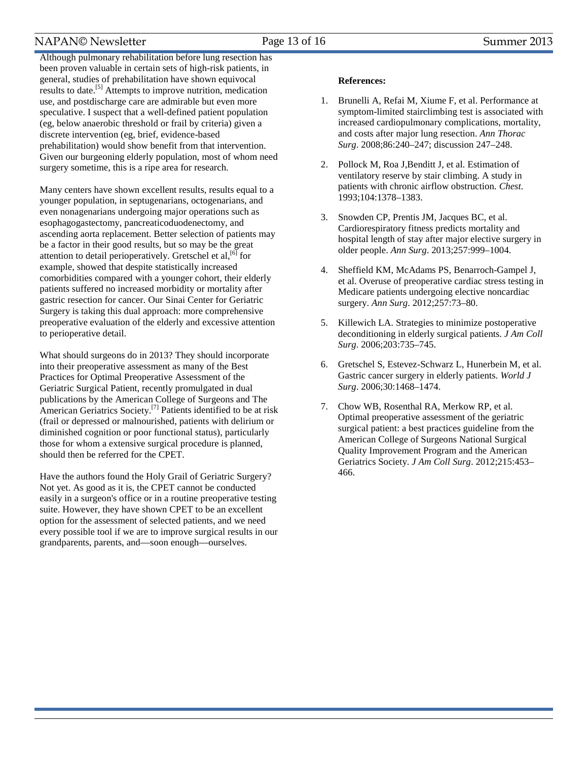Although pulmonary rehabilitation before lung resection has been proven valuable in certain sets of high-risk patients, in general, studies of prehabilitation have shown equivocal results to date.[5] Attempts to improve nutrition, medication use, and postdischarge care are admirable but even more speculative. I suspect that a well-defined patient population (eg, below anaerobic threshold or frail by criteria) given a discrete intervention (eg, brief, evidence-based prehabilitation) would show benefit from that intervention. Given our burgeoning elderly population, most of whom need surgery sometime, this is a ripe area for research.

Many centers have shown excellent results, results equal to a younger population, in septugenarians, octogenarians, and even nonagenarians undergoing major operations such as esophagogastectomy, pancreaticoduodenectomy, and ascending aorta replacement. Better selection of patients may be a factor in their good results, but so may be the great attention to detail perioperatively. Gretschel et al,[6] for example, showed that despite statistically increased comorbidities compared with a younger cohort, their elderly patients suffered no increased morbidity or mortality after gastric resection for cancer. Our Sinai Center for Geriatric Surgery is taking this dual approach: more comprehensive preoperative evaluation of the elderly and excessive attention to perioperative detail.

What should surgeons do in 2013? They should incorporate into their preoperative assessment as many of the Best Practices for Optimal Preoperative Assessment of the Geriatric Surgical Patient, recently promulgated in dual publications by the American College of Surgeons and The American Geriatrics Society.[7] Patients identified to be at risk (frail or depressed or malnourished, patients with delirium or diminished cognition or poor functional status), particularly those for whom a extensive surgical procedure is planned, should then be referred for the CPET.

Have the authors found the Holy Grail of Geriatric Surgery? Not yet. As good as it is, the CPET cannot be conducted easily in a surgeon's office or in a routine preoperative testing suite. However, they have shown CPET to be an excellent option for the assessment of selected patients, and we need every possible tool if we are to improve surgical results in our grandparents, parents, and—soon enough—ourselves.

**References:**

1. Brunelli A, Refai M, Xiume F, et al. Performance at symptom-limited stairclimbing test is associated with increased cardiopulmonary complications, mortality, and costs after major lung resection. *Ann Thorac Surg*. 2008;86:240–247; discussion 247–248.

2. Pollock M, Roa J,Benditt J, et al. Estimation of ventilatory reserve by stair climbing. A study in patients with chronic airflow obstruction. *Chest.* 1993;104:1378–1383.

3. Snowden CP, Prentis JM, Jacques BC, et al. Cardiorespiratory fitness predicts mortality and hospital length of stay after major elective surgery in older people. *Ann Surg*. 2013;257:999–1004.

4. Sheffield KM, McAdams PS, Benarroch-Gampel J, et al. Overuse of preoperative cardiac stress testing in Medicare patients undergoing elective noncardiac surgery. *Ann Surg*. 2012;257:73–80.

5. Killewich LA. Strategies to minimize postoperative deconditioning in elderly surgical patients. *J Am Coll Surg*. 2006;203:735–745.

6. Gretschel S, Estevez-Schwarz L, Hunerbein M, et al. Gastric cancer surgery in elderly patients. *World J Surg*. 2006;30:1468–1474.

7. Chow WB, Rosenthal RA, Merkow RP, et al. Optimal preoperative assessment of the geriatric surgical patient: a best practices guideline from the American College of Surgeons National Surgical Quality Improvement Program and the American Geriatrics Society. *J Am Coll Surg*. 2012;215:453–466.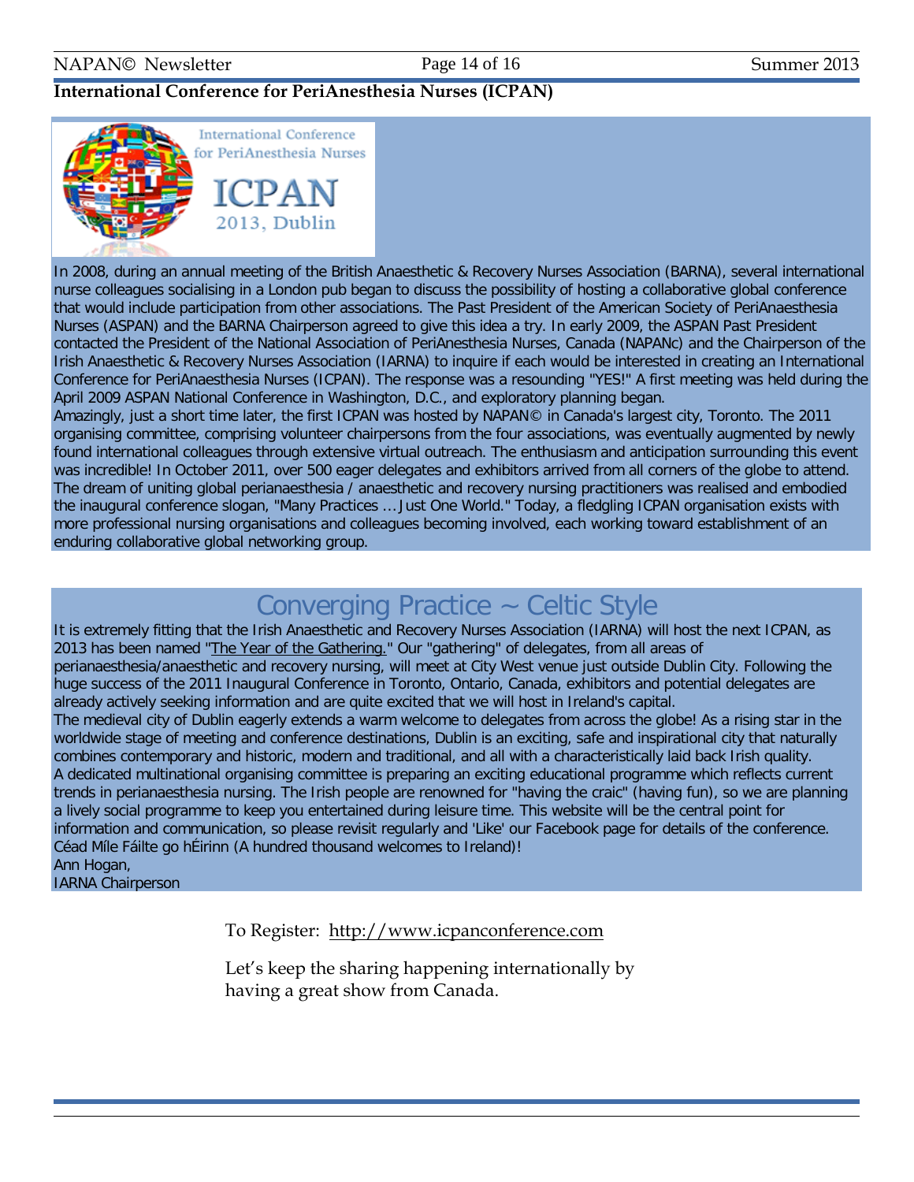## International Conference for PeriAnesthesia Nurses (ICPAN)

International Conference for PeriAnesthesia Nurses

ICPAN 2013, Dublin

In 2008, during an annual meeting of the British Anaesthetic & Recovery Nurses Association (BARNA), several international nurse colleagues socialising in a London pub began to discuss the possibility of hosting a collaborative global conference that would include participation from other associations. The Past President of the American Society of PeriAnaesthesia Nurses (ASPAN) and the BARNA Chairperson agreed to give this idea a try. In early 2009, the ASPAN Past President contacted the President of the National Association of PeriAnesthesia Nurses, Canada (NAPANc) and the Chairperson of the Irish Anaesthetic & Recovery Nurses Association (IARNA) to inquire if each would be interested in creating an International Conference for PeriAnaesthesia Nurses (ICPAN). The response was a resounding "YES!" A first meeting was held during the April 2009 ASPAN National Conference in Washington, D.C., and exploratory planning began.

Amazingly, just a short time later, the first ICPAN was hosted by NAPAN© in Canada's largest city, Toronto. The 2011 organising committee, comprising volunteer chairpersons from the four associations, was eventually augmented by newly found international colleagues through extensive virtual outreach. The enthusiasm and anticipation surrounding this event was incredible! In October 2011, over 500 eager delegates and exhibitors arrived from all corners of the globe to attend. The dream of uniting global perianaesthesia / anaesthetic and recovery nursing practitioners was realised and embodied the inaugural conference slogan, "Many Practices ... Just One World." Today, a fledgling ICPAN organisation exists with more professional nursing organisations and colleagues becoming involved, each working toward establishment of an enduring collaborative global networking group.

## Converging Practice ~ Celtic Style

It is extremely fitting that the Irish Anaesthetic and Recovery Nurses Association (IARNA) will host the next ICPAN, as 2013 has been named "The Year of the Gathering." Our "gathering" of delegates, from all areas of perianaesthesia/anaesthetic and recovery nursing, will meet at City West venue just outside Dublin City. Following the huge success of the 2011 Inaugural Conference in Toronto, Ontario, Canada, exhibitors and potential delegates are already actively seeking information and are quite excited that we will host in Ireland's capital.

The medieval city of Dublin eagerly extends a warm welcome to delegates from across the globe! As a rising star in the worldwide stage of meeting and conference destinations, Dublin is an exciting, safe and inspirational city that naturally combines contemporary and historic, modern and traditional, and all with a characteristically laid back Irish quality.

A dedicated multinational organising committee is preparing an exciting educational programme which reflects current trends in perianaesthesia nursing. The Irish people are renowned for "having the craic" (having fun), so we are planning a lively social programme to keep you entertained during leisure time. This website will be the central point for information and communication, so please revisit regularly and 'Like' our Facebook page for details of the conference.

Céad Míle Fáilte go hÉirinn (A hundred thousand welcomes to Ireland)!

Ann Hogan,
IARNA Chairperson

To Register: http://www.icpanconference.com

Let's keep the sharing happening internationally by having a great show from Canada.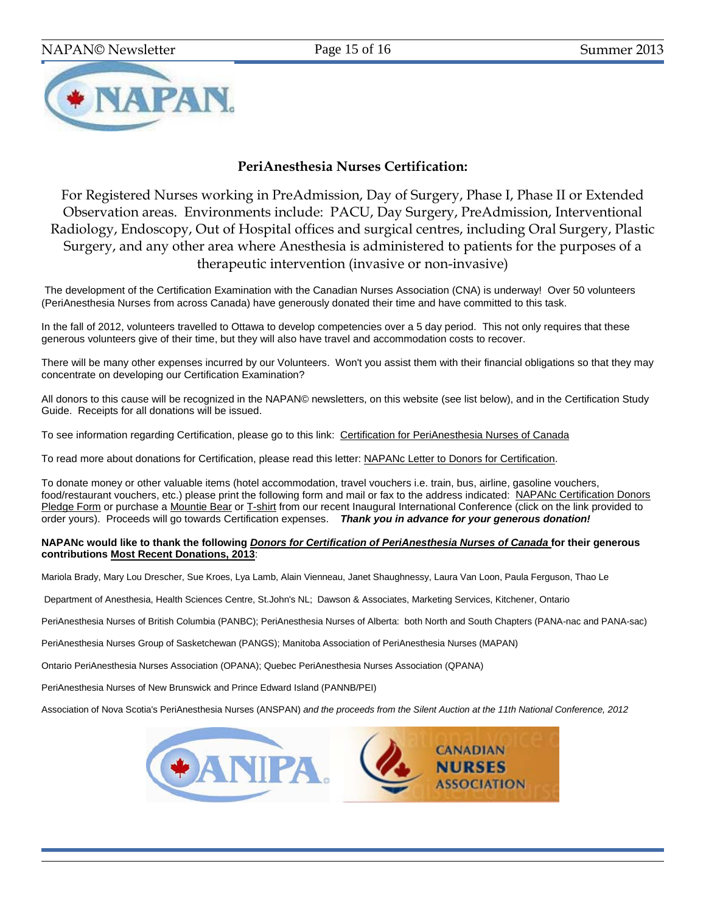## PeriAnesthesia Nurses Certification:

For Registered Nurses working in PreAdmission, Day of Surgery, Phase I, Phase II or Extended Observation areas. Environments include: PACU, Day Surgery, PreAdmission, Interventional Radiology, Endoscopy, Out of Hospital offices and surgical centres, including Oral Surgery, Plastic Surgery, and any other area where Anesthesia is administered to patients for the purposes of a therapeutic intervention (invasive or non-invasive)

The development of the Certification Examination with the Canadian Nurses Association (CNA) is underway! Over 50 volunteers (PeriAnesthesia Nurses from across Canada) have generously donated their time and have committed to this task.

In the fall of 2012, volunteers travelled to Ottawa to develop competencies over a 5 day period. This not only requires that these generous volunteers give of their time, but they will also have travel and accommodation costs to recover.

There will be many other expenses incurred by our Volunteers. Won't you assist them with their financial obligations so that they may concentrate on developing our Certification Examination?

All donors to this cause will be recognized in the NAPAN© newsletters, on this website (see list below), and in the Certification Study Guide. Receipts for all donations will be issued.

To see information regarding Certification, please go to this link: Certification for PeriAnesthesia Nurses of Canada

To read more about donations for Certification, please read this letter: NAPANc Letter to Donors for Certification.

To donate money or other valuable items (hotel accommodation, travel vouchers i.e. train, bus, airline, gasoline vouchers, food/restaurant vouchers, etc.) please print the following form and mail or fax to the address indicated: NAPANc Certification Donors Pledge Form or purchase a Mountie Bear or T-shirt from our recent Inaugural International Conference (click on the link provided to order yours). Proceeds will go towards Certification expenses. ***Thank you in advance for your generous donation!***

**NAPANc would like to thank the following *Donors for Certification of PeriAnesthesia Nurses of Canada* for their generous contributions Most Recent Donations, 2013**:

Mariola Brady, Mary Lou Drescher, Sue Kroes, Lya Lamb, Alain Vienneau, Janet Shaughnessy, Laura Van Loon, Paula Ferguson, Thao Le

Department of Anesthesia, Health Sciences Centre, St.John's NL; Dawson & Associates, Marketing Services, Kitchener, Ontario

PeriAnesthesia Nurses of British Columbia (PANBC); PeriAnesthesia Nurses of Alberta: both North and South Chapters (PANA-nac and PANA-sac)

PeriAnesthesia Nurses Group of Sasketchewan (PANGS); Manitoba Association of PeriAnesthesia Nurses (MAPAN)

Ontario PeriAnesthesia Nurses Association (OPANA); Quebec PeriAnesthesia Nurses Association (QPANA)

PeriAnesthesia Nurses of New Brunswick and Prince Edward Island (PANNB/PEI)

Association of Nova Scotia's PeriAnesthesia Nurses (ANSPAN) *and the proceeds from the Silent Auction at the 11th National Conference, 2012*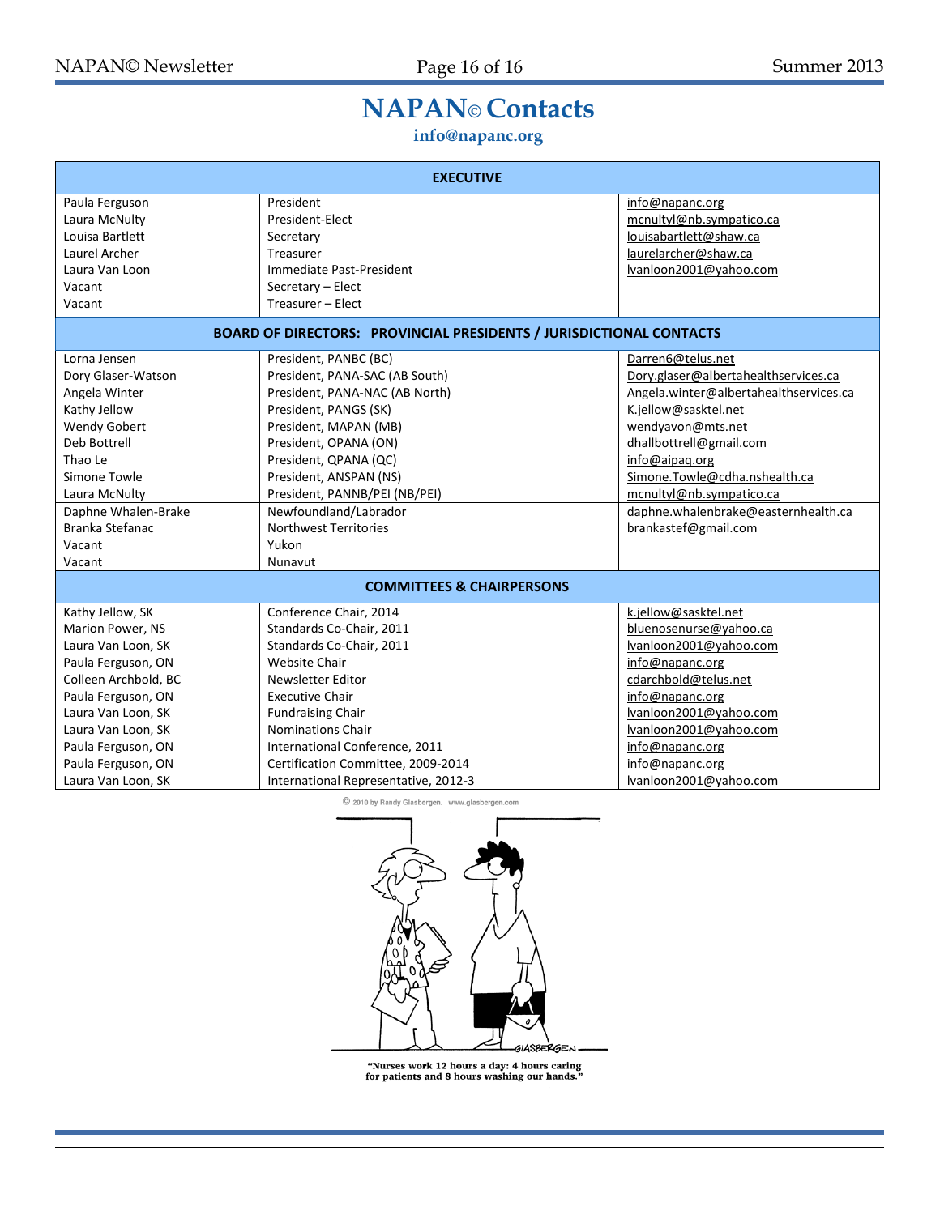# NAPAN© Contacts

**info@napanc.org**

| | | |
|---|---|---|
| **EXECUTIVE** | | |
| Paula Ferguson | President | info@napanc.org |
| Laura McNulty | President-Elect | mcnultyl@nb.sympatico.ca |
| Louisa Bartlett | Secretary | louisabartlett@shaw.ca |
| Laurel Archer | Treasurer | laurelarcher@shaw.ca |
| Laura Van Loon | Immediate Past-President | lvanloon2001@yahoo.com |
| Vacant | Secretary – Elect | |
| Vacant | Treasurer – Elect | |
| **BOARD OF DIRECTORS: PROVINCIAL PRESIDENTS / JURISDICTIONAL CONTACTS** | | |
| Lorna Jensen | President, PANBC (BC) | Darren6@telus.net |
| Dory Glaser-Watson | President, PANA-SAC (AB South) | Dory.glaser@albertahealthservices.ca |
| Angela Winter | President, PANA-NAC (AB North) | Angela.winter@albertahealthservices.ca |
| Kathy Jellow | President, PANGS (SK) | K.jellow@sasktel.net |
| Wendy Gobert | President, MAPAN (MB) | wendyavon@mts.net |
| Deb Bottrell | President, OPANA (ON) | dhallbottrell@gmail.com |
| Thao Le | President, QPANA (QC) | info@aipaq.org |
| Simone Towle | President, ANSPAN (NS) | Simone.Towle@cdha.nshealth.ca |
| Laura McNulty | President, PANNB/PEI (NB/PEI) | mcnultyl@nb.sympatico.ca |
| Daphne Whalen-Brake | Newfoundland/Labrador | daphne.whalenbrake@easternhealth.ca |
| Branka Stefanac | Northwest Territories | brankastef@gmail.com |
| Vacant | Yukon | |
| Vacant | Nunavut | |
| **COMMITTEES & CHAIRPERSONS** | | |
| Kathy Jellow, SK | Conference Chair, 2014 | k.jellow@sasktel.net |
| Marion Power, NS | Standards Co-Chair, 2011 | bluenosenurse@yahoo.ca |
| Laura Van Loon, SK | Standards Co-Chair, 2011 | lvanloon2001@yahoo.com |
| Paula Ferguson, ON | Website Chair | info@napanc.org |
| Colleen Archbold, BC | Newsletter Editor | cdarchbold@telus.net |
| Paula Ferguson, ON | Executive Chair | info@napanc.org |
| Laura Van Loon, SK | Fundraising Chair | lvanloon2001@yahoo.com |
| Laura Van Loon, SK | Nominations Chair | lvanloon2001@yahoo.com |
| Paula Ferguson, ON | International Conference, 2011 | info@napanc.org |
| Paula Ferguson, ON | Certification Committee, 2009-2014 | info@napanc.org |
| Laura Van Loon, SK | International Representative, 2012-3 | lvanloon2001@yahoo.com |

© 2010 by Randy Glasbergen. www.glasbergen.com

"Nurses work 12 hours a day: 4 hours caring for patients and 8 hours washing our hands."